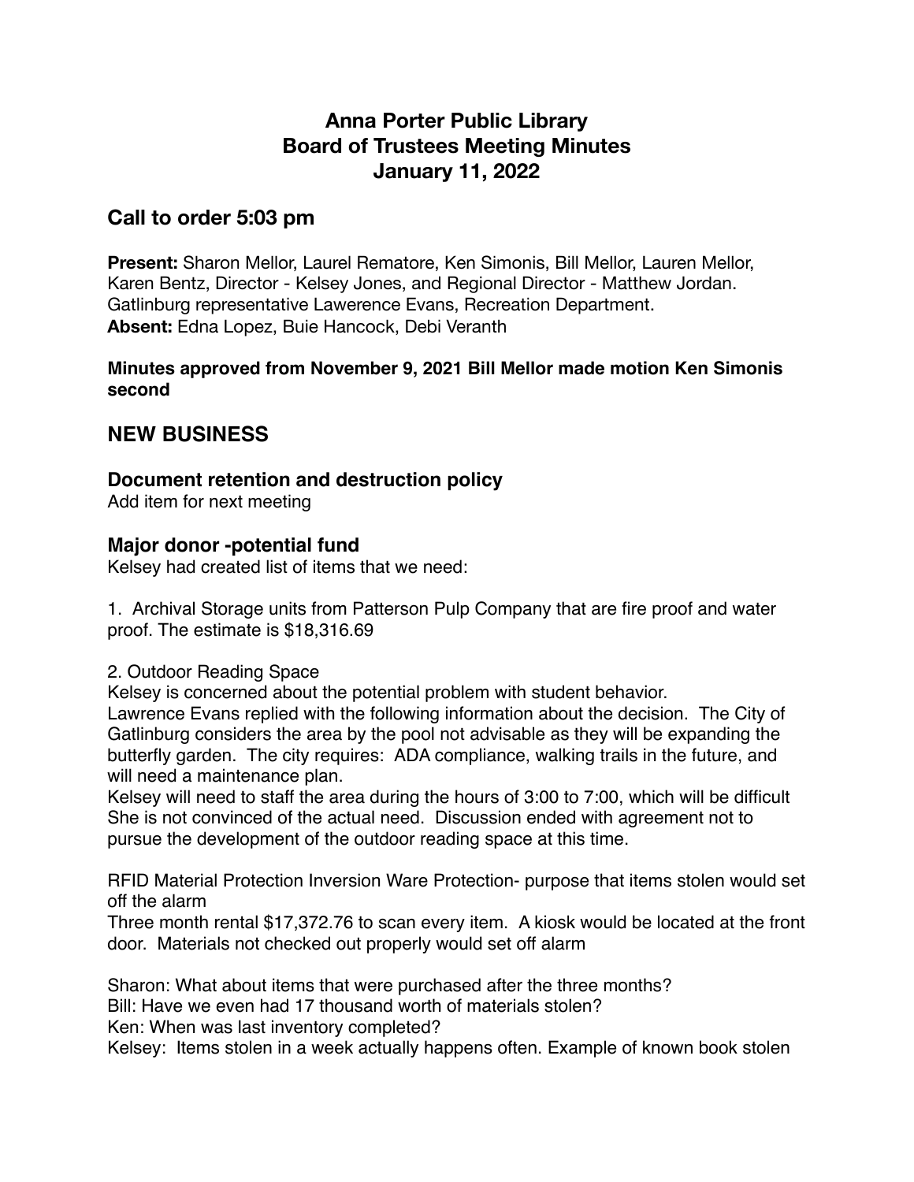# Anna Porter Public Library
# Board of Trustees Meeting Minutes
# January 11, 2022

## Call to order 5:03 pm

**Present:** Sharon Mellor, Laurel Rematore, Ken Simonis, Bill Mellor, Lauren Mellor, Karen Bentz, Director - Kelsey Jones, and Regional Director - Matthew Jordan. Gatlinburg representative Lawerence Evans, Recreation Department.
**Absent:** Edna Lopez, Buie Hancock, Debi Veranth

**Minutes approved from November 9, 2021 Bill Mellor made motion Ken Simonis second**

## NEW BUSINESS

### Document retention and destruction policy

Add item for next meeting

### Major donor -potential fund

Kelsey had created list of items that we need:

1. Archival Storage units from Patterson Pulp Company that are fire proof and water proof. The estimate is $18,316.69

2. Outdoor Reading Space
Kelsey is concerned about the potential problem with student behavior.
Lawrence Evans replied with the following information about the decision. The City of Gatlinburg considers the area by the pool not advisable as they will be expanding the butterfly garden. The city requires: ADA compliance, walking trails in the future, and will need a maintenance plan.
Kelsey will need to staff the area during the hours of 3:00 to 7:00, which will be difficult She is not convinced of the actual need. Discussion ended with agreement not to pursue the development of the outdoor reading space at this time.

RFID Material Protection Inversion Ware Protection- purpose that items stolen would set off the alarm
Three month rental $17,372.76 to scan every item. A kiosk would be located at the front door. Materials not checked out properly would set off alarm

Sharon: What about items that were purchased after the three months?
Bill: Have we even had 17 thousand worth of materials stolen?
Ken: When was last inventory completed?
Kelsey: Items stolen in a week actually happens often. Example of known book stolen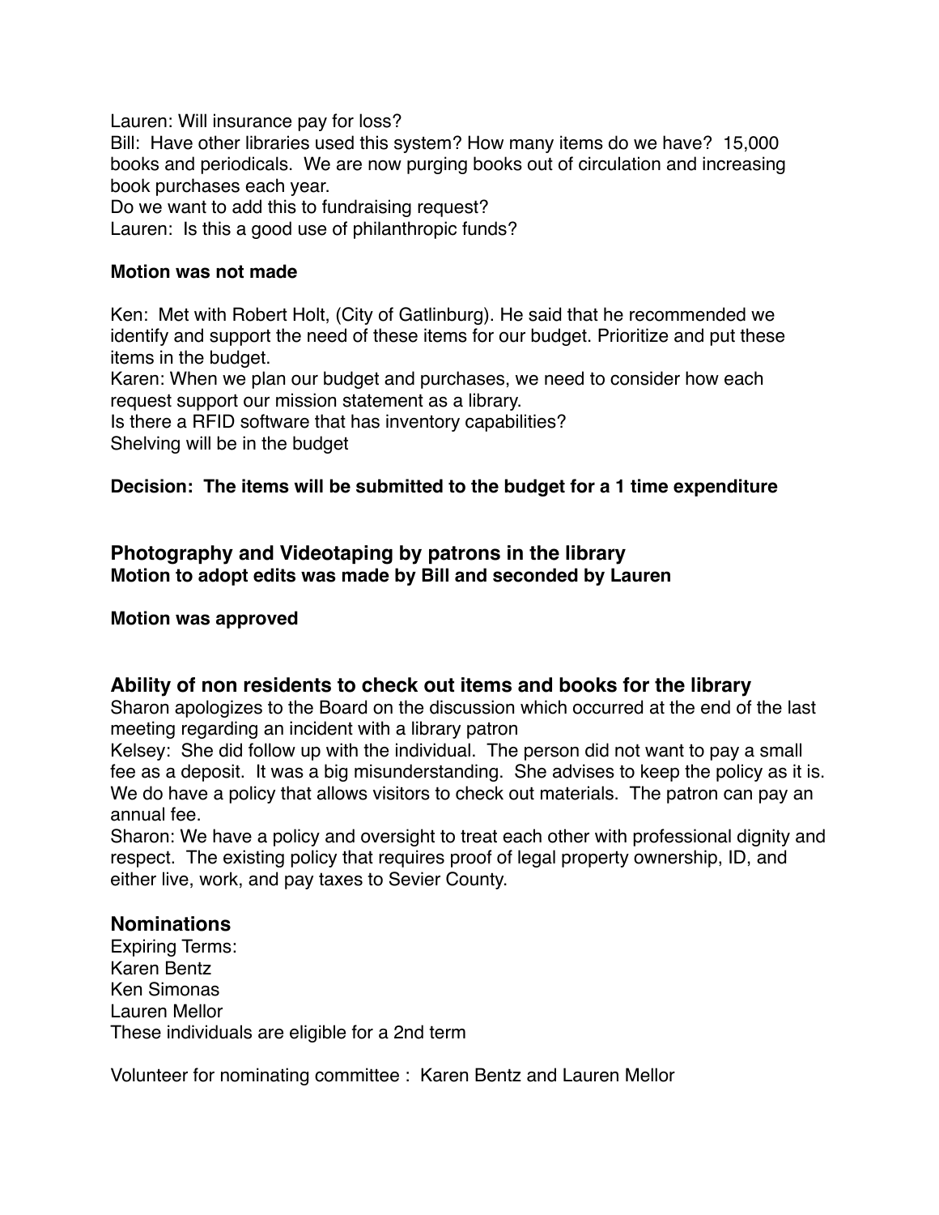Lauren: Will insurance pay for loss?

Bill: Have other libraries used this system? How many items do we have? 15,000 books and periodicals. We are now purging books out of circulation and increasing book purchases each year.

Do we want to add this to fundraising request?

Lauren: Is this a good use of philanthropic funds?

**Motion was not made**

Ken: Met with Robert Holt, (City of Gatlinburg). He said that he recommended we identify and support the need of these items for our budget. Prioritize and put these items in the budget.

Karen: When we plan our budget and purchases, we need to consider how each request support our mission statement as a library.

Is there a RFID software that has inventory capabilities?

Shelving will be in the budget

**Decision: The items will be submitted to the budget for a 1 time expenditure**

## Photography and Videotaping by patrons in the library

**Motion to adopt edits was made by Bill and seconded by Lauren**

**Motion was approved**

## Ability of non residents to check out items and books for the library

Sharon apologizes to the Board on the discussion which occurred at the end of the last meeting regarding an incident with a library patron

Kelsey: She did follow up with the individual. The person did not want to pay a small fee as a deposit. It was a big misunderstanding. She advises to keep the policy as it is. We do have a policy that allows visitors to check out materials. The patron can pay an annual fee.

Sharon: We have a policy and oversight to treat each other with professional dignity and respect. The existing policy that requires proof of legal property ownership, ID, and either live, work, and pay taxes to Sevier County.

## Nominations

Expiring Terms:

Karen Bentz

Ken Simonas

Lauren Mellor

These individuals are eligible for a 2nd term

Volunteer for nominating committee : Karen Bentz and Lauren Mellor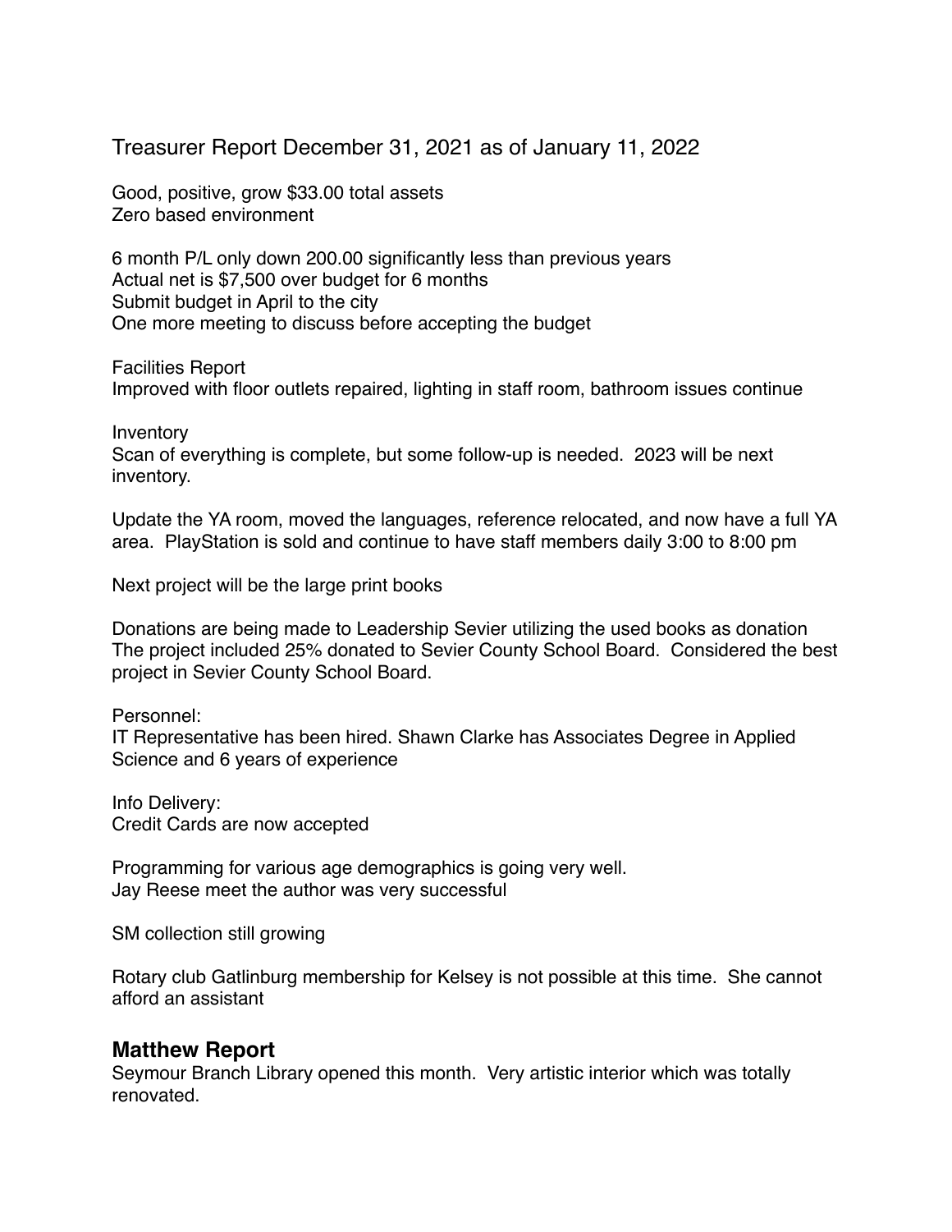Treasurer Report December 31, 2021 as of January 11, 2022

Good, positive, grow $33.00 total assets
Zero based environment

6 month P/L only down 200.00 significantly less than previous years
Actual net is $7,500 over budget for 6 months
Submit budget in April to the city
One more meeting to discuss before accepting the budget

Facilities Report
Improved with floor outlets repaired, lighting in staff room, bathroom issues continue

Inventory
Scan of everything is complete, but some follow-up is needed. 2023 will be next inventory.

Update the YA room, moved the languages, reference relocated, and now have a full YA area. PlayStation is sold and continue to have staff members daily 3:00 to 8:00 pm

Next project will be the large print books

Donations are being made to Leadership Sevier utilizing the used books as donation
The project included 25% donated to Sevier County School Board. Considered the best project in Sevier County School Board.

Personnel:
IT Representative has been hired. Shawn Clarke has Associates Degree in Applied Science and 6 years of experience

Info Delivery:
Credit Cards are now accepted

Programming for various age demographics is going very well.
Jay Reese meet the author was very successful

SM collection still growing

Rotary club Gatlinburg membership for Kelsey is not possible at this time. She cannot afford an assistant

## Matthew Report

Seymour Branch Library opened this month. Very artistic interior which was totally renovated.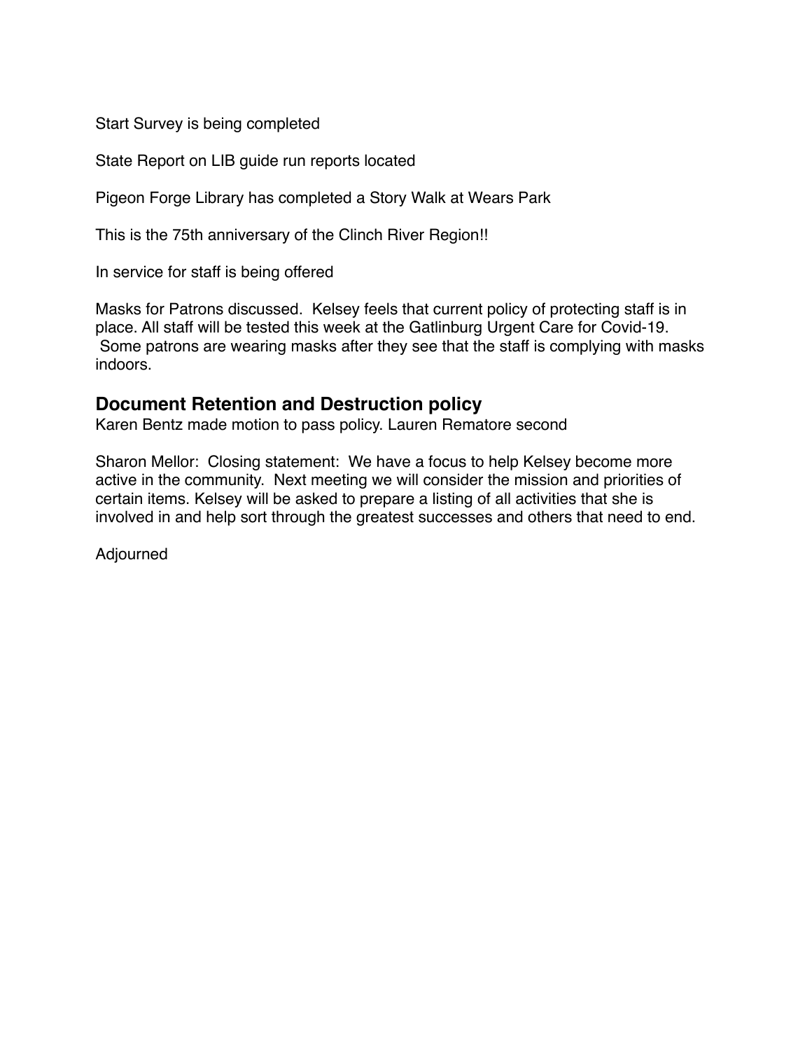Start Survey is being completed

State Report on LIB guide run reports located

Pigeon Forge Library has completed a Story Walk at Wears Park

This is the 75th anniversary of the Clinch River Region!!

In service for staff is being offered

Masks for Patrons discussed. Kelsey feels that current policy of protecting staff is in place. All staff will be tested this week at the Gatlinburg Urgent Care for Covid-19. Some patrons are wearing masks after they see that the staff is complying with masks indoors.

## Document Retention and Destruction policy

Karen Bentz made motion to pass policy. Lauren Rematore second

Sharon Mellor: Closing statement: We have a focus to help Kelsey become more active in the community. Next meeting we will consider the mission and priorities of certain items. Kelsey will be asked to prepare a listing of all activities that she is involved in and help sort through the greatest successes and others that need to end.

Adjourned